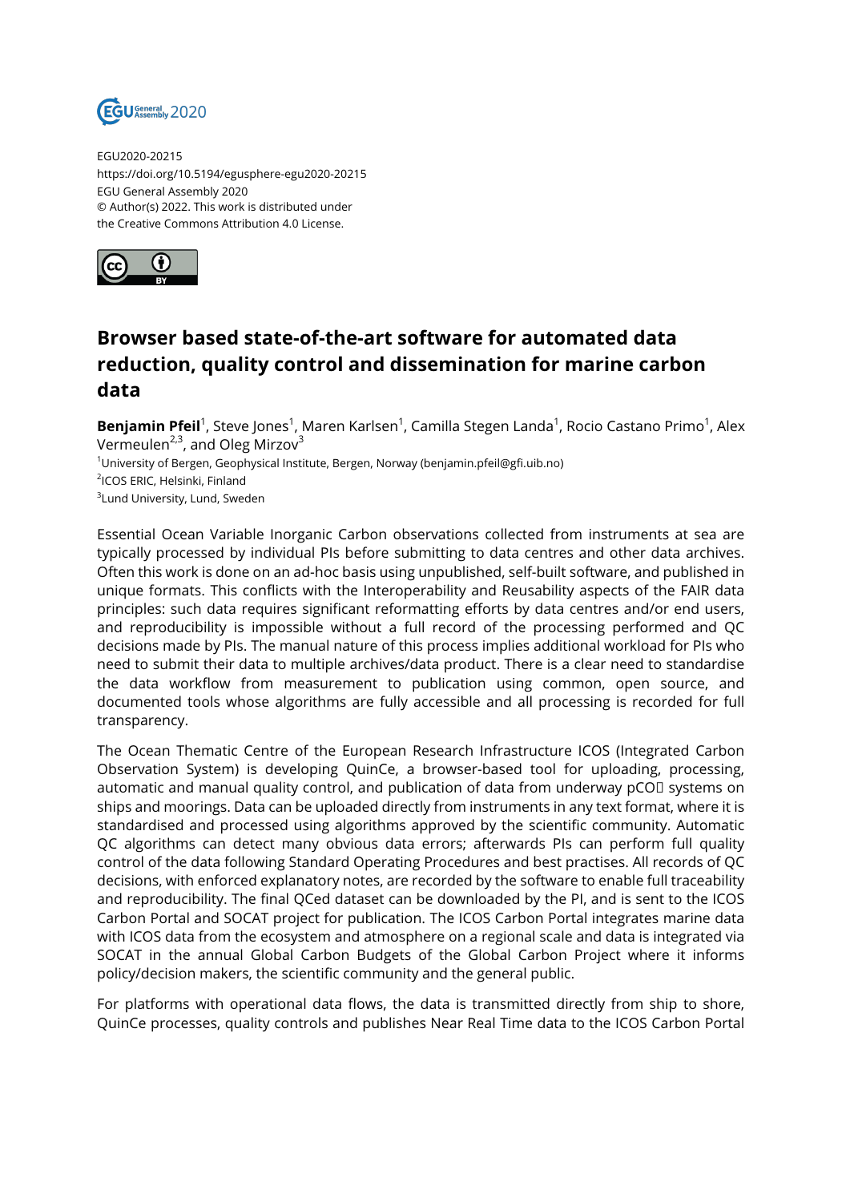EGU2020-20215
https://doi.org/10.5194/egusphere-egu2020-20215
EGU General Assembly 2020
© Author(s) 2022. This work is distributed under
the Creative Commons Attribution 4.0 License.

# Browser based state-of-the-art software for automated data reduction, quality control and dissemination for marine carbon data

**Benjamin Pfeil**[1], Steve Jones[1], Maren Karlsen[1], Camilla Stegen Landa[1], Rocio Castano Primo[1], Alex Vermeulen[2,3], and Oleg Mirzov[3]

[1]University of Bergen, Geophysical Institute, Bergen, Norway (benjamin.pfeil@gfi.uib.no)
[2]ICOS ERIC, Helsinki, Finland
[3]Lund University, Lund, Sweden

Essential Ocean Variable Inorganic Carbon observations collected from instruments at sea are typically processed by individual PIs before submitting to data centres and other data archives. Often this work is done on an ad-hoc basis using unpublished, self-built software, and published in unique formats. This conflicts with the Interoperability and Reusability aspects of the FAIR data principles: such data requires significant reformatting efforts by data centres and/or end users, and reproducibility is impossible without a full record of the processing performed and QC decisions made by PIs. The manual nature of this process implies additional workload for PIs who need to submit their data to multiple archives/data product. There is a clear need to standardise the data workflow from measurement to publication using common, open source, and documented tools whose algorithms are fully accessible and all processing is recorded for full transparency.

The Ocean Thematic Centre of the European Research Infrastructure ICOS (Integrated Carbon Observation System) is developing QuinCe, a browser-based tool for uploading, processing, automatic and manual quality control, and publication of data from underway $pCO_2$ systems on ships and moorings. Data can be uploaded directly from instruments in any text format, where it is standardised and processed using algorithms approved by the scientific community. Automatic QC algorithms can detect many obvious data errors; afterwards PIs can perform full quality control of the data following Standard Operating Procedures and best practises. All records of QC decisions, with enforced explanatory notes, are recorded by the software to enable full traceability and reproducibility. The final QCed dataset can be downloaded by the PI, and is sent to the ICOS Carbon Portal and SOCAT project for publication. The ICOS Carbon Portal integrates marine data with ICOS data from the ecosystem and atmosphere on a regional scale and data is integrated via SOCAT in the annual Global Carbon Budgets of the Global Carbon Project where it informs policy/decision makers, the scientific community and the general public.

For platforms with operational data flows, the data is transmitted directly from ship to shore, QuinCe processes, quality controls and publishes Near Real Time data to the ICOS Carbon Portal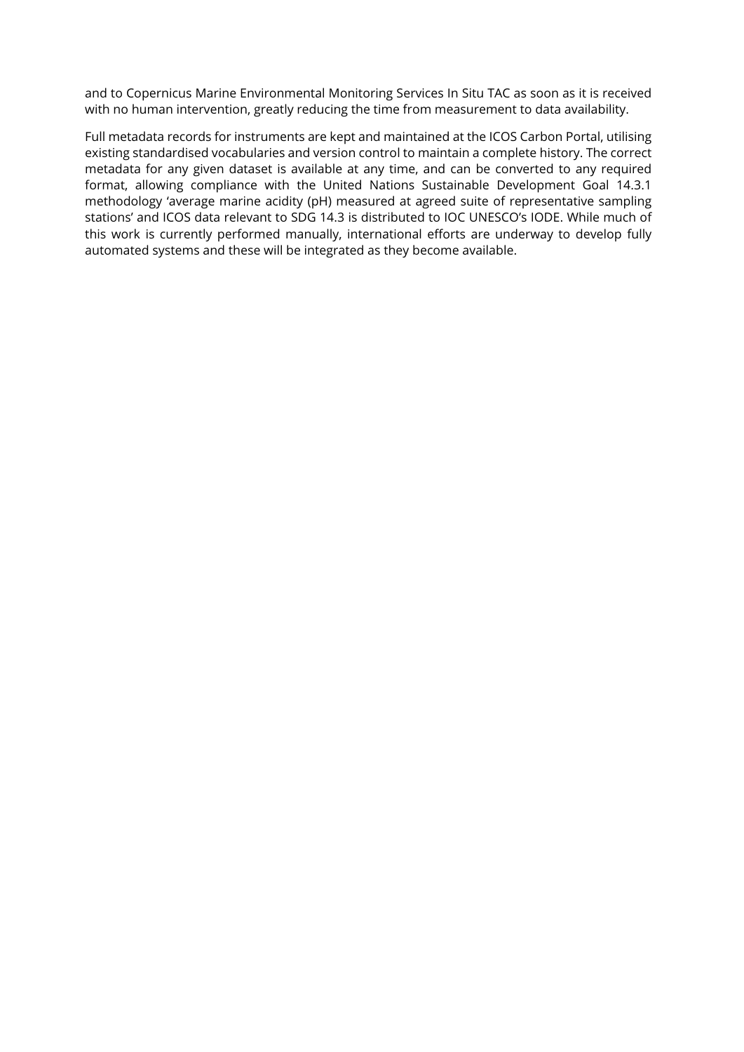and to Copernicus Marine Environmental Monitoring Services In Situ TAC as soon as it is received with no human intervention, greatly reducing the time from measurement to data availability.

Full metadata records for instruments are kept and maintained at the ICOS Carbon Portal, utilising existing standardised vocabularies and version control to maintain a complete history. The correct metadata for any given dataset is available at any time, and can be converted to any required format, allowing compliance with the United Nations Sustainable Development Goal 14.3.1 methodology 'average marine acidity (pH) measured at agreed suite of representative sampling stations' and ICOS data relevant to SDG 14.3 is distributed to IOC UNESCO's IODE. While much of this work is currently performed manually, international efforts are underway to develop fully automated systems and these will be integrated as they become available.